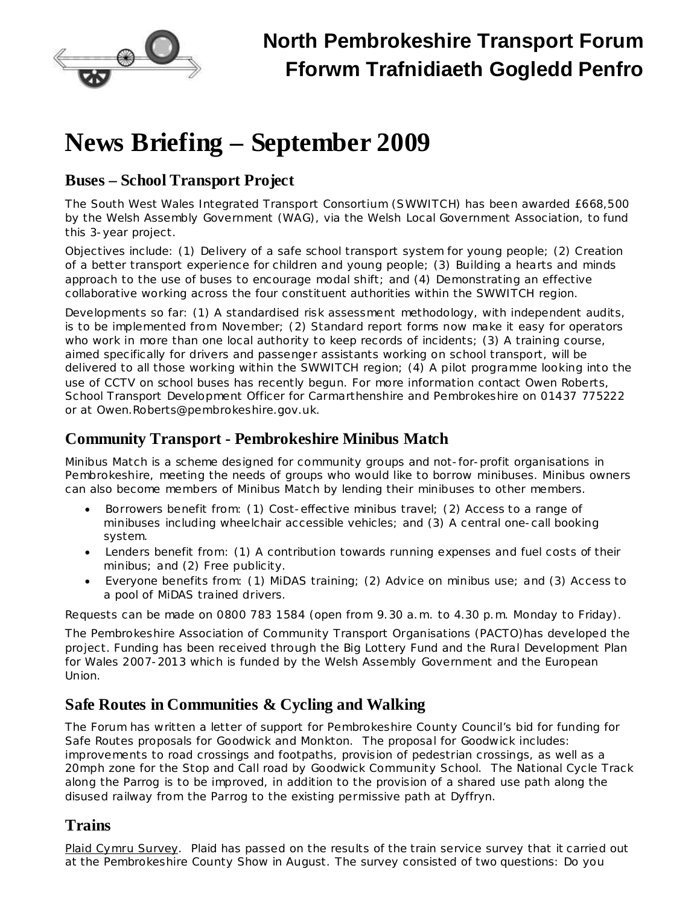# North Pembrokeshire Transport Forum
# Fforwm Trafnidiaeth Gogledd Penfro

# News Briefing – September 2009

## Buses – School Transport Project

The South West Wales Integrated Transport Consortium (SWWITCH) has been awarded £668,500 by the Welsh Assembly Government (WAG), via the Welsh Local Government Association, to fund this 3-year project.

Objectives include: (1) Delivery of a safe school transport system for young people; (2) Creation of a better transport experience for children and young people; (3) Building a hearts and minds approach to the use of buses to encourage modal shift; and (4) Demonstrating an effective collaborative working across the four constituent authorities within the SWWITCH region.

Developments so far: (1) A standardised risk assessment methodology, with independent audits, is to be implemented from November; (2) Standard report forms now make it easy for operators who work in more than one local authority to keep records of incidents; (3) A training course, aimed specifically for drivers and passenger assistants working on school transport, will be delivered to all those working within the SWWITCH region; (4) A pilot programme looking into the use of CCTV on school buses has recently begun. For more information contact Owen Roberts, School Transport Development Officer for Carmarthenshire and Pembrokeshire on 01437 775222 or at Owen.Roberts@pembrokeshire.gov.uk.

## Community Transport - Pembrokeshire Minibus Match

Minibus Match is a scheme designed for community groups and not-for-profit organisations in Pembrokeshire, meeting the needs of groups who would like to borrow minibuses. Minibus owners can also become members of Minibus Match by lending their minibuses to other members.

- Borrowers benefit from: (1) Cost-effective minibus travel; (2) Access to a range of minibuses including wheelchair accessible vehicles; and (3) A central one-call booking system.
- Lenders benefit from: (1) A contribution towards running expenses and fuel costs of their minibus; and (2) Free publicity.
- Everyone benefits from: (1) MiDAS training; (2) Advice on minibus use; and (3) Access to a pool of MiDAS trained drivers.

Requests can be made on 0800 783 1584 (open from 9.30 a.m. to 4.30 p.m. Monday to Friday).

The Pembrokeshire Association of Community Transport Organisations (PACTO)has developed the project. Funding has been received through the Big Lottery Fund and the Rural Development Plan for Wales 2007-2013 which is funded by the Welsh Assembly Government and the European Union.

## Safe Routes in Communities & Cycling and Walking

The Forum has written a letter of support for Pembrokeshire County Council's bid for funding for Safe Routes proposals for Goodwick and Monkton. The proposal for Goodwick includes: improvements to road crossings and footpaths, provision of pedestrian crossings, as well as a 20mph zone for the Stop and Call road by Goodwick Community School. The National Cycle Track along the Parrog is to be improved, in addition to the provision of a shared use path along the disused railway from the Parrog to the existing permissive path at Dyffryn.

## Trains

Plaid Cymru Survey. Plaid has passed on the results of the train service survey that it carried out at the Pembrokeshire County Show in August. The survey consisted of two questions: Do you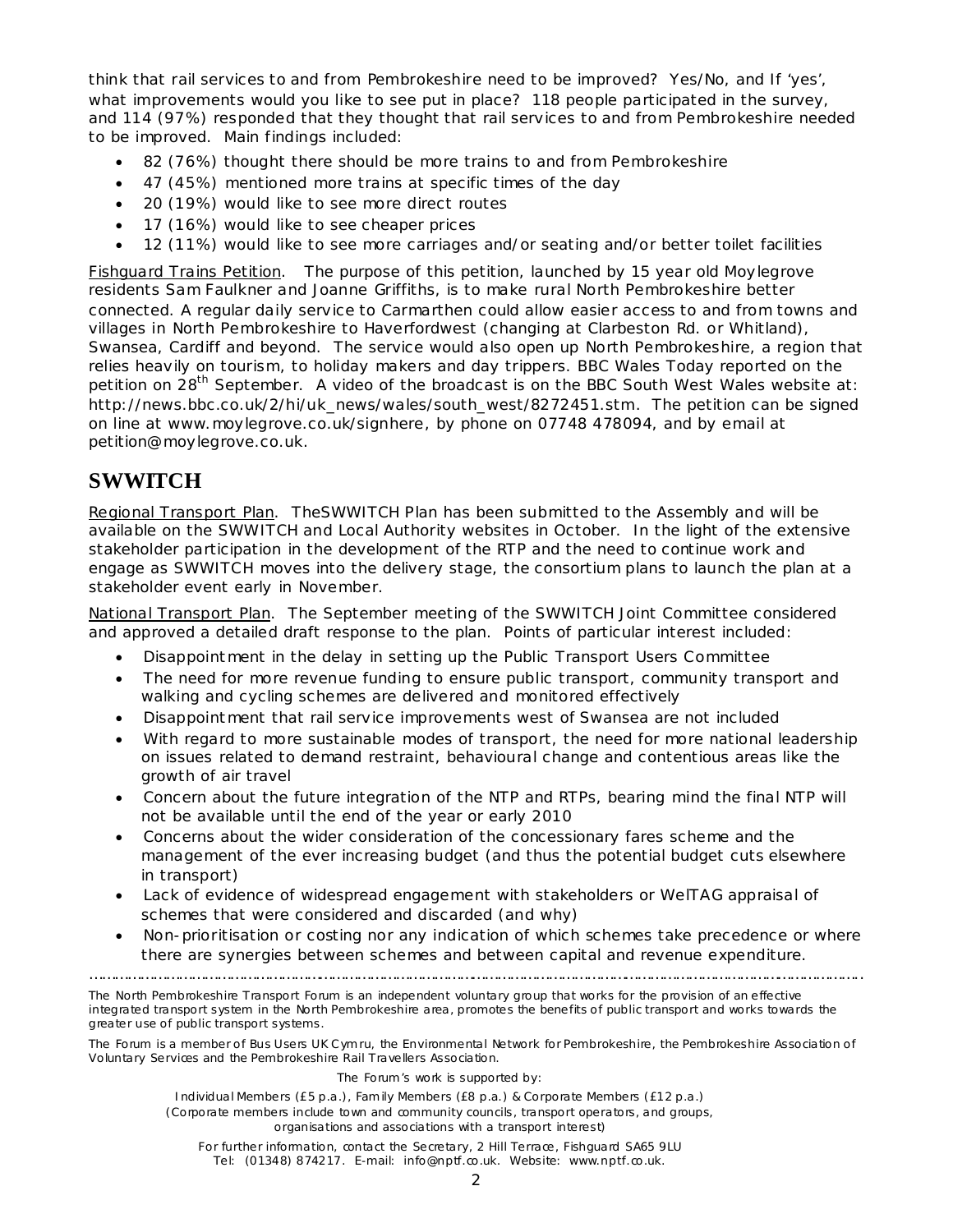think that rail services to and from Pembrokeshire need to be improved? Yes/No, and If 'yes', what improvements would you like to see put in place? 118 people participated in the survey, and 114 (97%) responded that they thought that rail services to and from Pembrokeshire needed to be improved. Main findings included:

- 82 (76%) thought there should be more trains to and from Pembrokeshire
- 47 (45%) mentioned more trains at specific times of the day
- 20 (19%) would like to see more direct routes
- 17 (16%) would like to see cheaper prices
- 12 (11%) would like to see more carriages and/or seating and/or better toilet facilities

Fishguard Trains Petition. The purpose of this petition, launched by 15 year old Moylegrove residents Sam Faulkner and Joanne Griffiths, is to make rural North Pembrokeshire better connected. A regular daily service to Carmarthen could allow easier access to and from towns and villages in North Pembrokeshire to Haverfordwest (changing at Clarbeston Rd. or Whitland), Swansea, Cardiff and beyond. The service would also open up North Pembrokeshire, a region that relies heavily on tourism, to holiday makers and day trippers. BBC Wales Today reported on the petition on 28th September. A video of the broadcast is on the BBC South West Wales website at: http://news.bbc.co.uk/2/hi/uk_news/wales/south_west/8272451.stm. The petition can be signed on line at www.moylegrove.co.uk/signhere, by phone on 07748 478094, and by email at petition@moylegrove.co.uk.

## SWWITCH

Regional Transport Plan. TheSWWITCH Plan has been submitted to the Assembly and will be available on the SWWITCH and Local Authority websites in October. In the light of the extensive stakeholder participation in the development of the RTP and the need to continue work and engage as SWWITCH moves into the delivery stage, the consortium plans to launch the plan at a stakeholder event early in November.

National Transport Plan. The September meeting of the SWWITCH Joint Committee considered and approved a detailed draft response to the plan. Points of particular interest included:

- Disappointment in the delay in setting up the Public Transport Users Committee
- The need for more revenue funding to ensure public transport, community transport and walking and cycling schemes are delivered and monitored effectively
- Disappointment that rail service improvements west of Swansea are not included
- With regard to more sustainable modes of transport, the need for more national leadership on issues related to demand restraint, behavioural change and contentious areas like the growth of air travel
- Concern about the future integration of the NTP and RTPs, bearing mind the final NTP will not be available until the end of the year or early 2010
- Concerns about the wider consideration of the concessionary fares scheme and the management of the ever increasing budget (and thus the potential budget cuts elsewhere in transport)
- Lack of evidence of widespread engagement with stakeholders or WelTAG appraisal of schemes that were considered and discarded (and why)
- Non-prioritisation or costing nor any indication of which schemes take precedence or where there are synergies between schemes and between capital and revenue expenditure.

*The North Pembrokeshire Transport Forum is an independent voluntary group that works for the provision of an effective integrated transport system in the North Pembrokeshire area, promotes the benefits of public transport and works towards the greater use of public transport systems.*

*The Forum is a member of Bus Users UK Cymru, the Environmental Network for Pembrokeshire, the Pembrokeshire Association of Voluntary Services and the Pembrokeshire Rail Travellers Association.*

*The Forum's work is supported by:*

*Individual Members (£5 p.a.), Family Members (£8 p.a.) & Corporate Members (£12 p.a.)*
*(Corporate members include town and community councils, transport operators, and groups, organisations and associations with a transport interest)*

*For further information, contact the Secretary, 2 Hill Terrace, Fishguard SA65 9LU*
*Tel: (01348) 874217. E-mail: info@nptf.co.uk. Website: www.nptf.co.uk.*